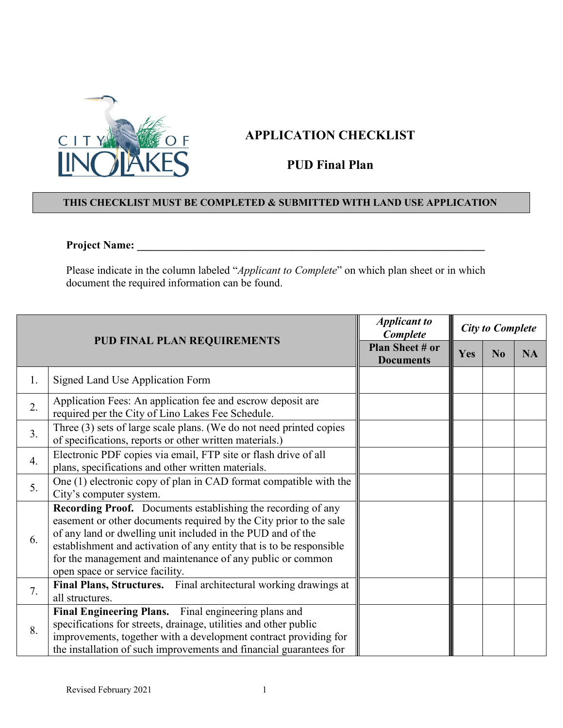# APPLICATION CHECKLIST

## PUD Final Plan

**THIS CHECKLIST MUST BE COMPLETED & SUBMITTED WITH LAND USE APPLICATION**

**Project Name: \_\_\_\_\_\_\_\_\_\_\_\_\_\_\_\_\_\_\_\_\_\_\_\_\_\_\_\_\_\_\_\_\_\_\_\_\_\_\_\_\_\_\_\_\_\_\_\_\_\_\_\_\_\_\_\_\_\_\_\_\_\_\_\_**

Please indicate in the column labeled "*Applicant to Complete*" on which plan sheet or in which document the required information can be found.

| PUD FINAL PLAN REQUIREMENTS | | ***Applicant to Complete*** | ***City to Complete*** | | |
|---|---|---|---|---|---|
| | | **Plan Sheet # or Documents** | **Yes** | **No** | **NA** |
| 1. | Signed Land Use Application Form | | | | |
| 2. | Application Fees: An application fee and escrow deposit are required per the City of Lino Lakes Fee Schedule. | | | | |
| 3. | Three (3) sets of large scale plans. (We do not need printed copies of specifications, reports or other written materials.) | | | | |
| 4. | Electronic PDF copies via email, FTP site or flash drive of all plans, specifications and other written materials. | | | | |
| 5. | One (1) electronic copy of plan in CAD format compatible with the City's computer system. | | | | |
| 6. | **Recording Proof.** Documents establishing the recording of any easement or other documents required by the City prior to the sale of any land or dwelling unit included in the PUD and of the establishment and activation of any entity that is to be responsible for the management and maintenance of any public or common open space or service facility. | | | | |
| 7. | **Final Plans, Structures.** Final architectural working drawings at all structures. | | | | |
| 8. | **Final Engineering Plans.** Final engineering plans and specifications for streets, drainage, utilities and other public improvements, together with a development contract providing for the installation of such improvements and financial guarantees for | | | | |

Revised February 2021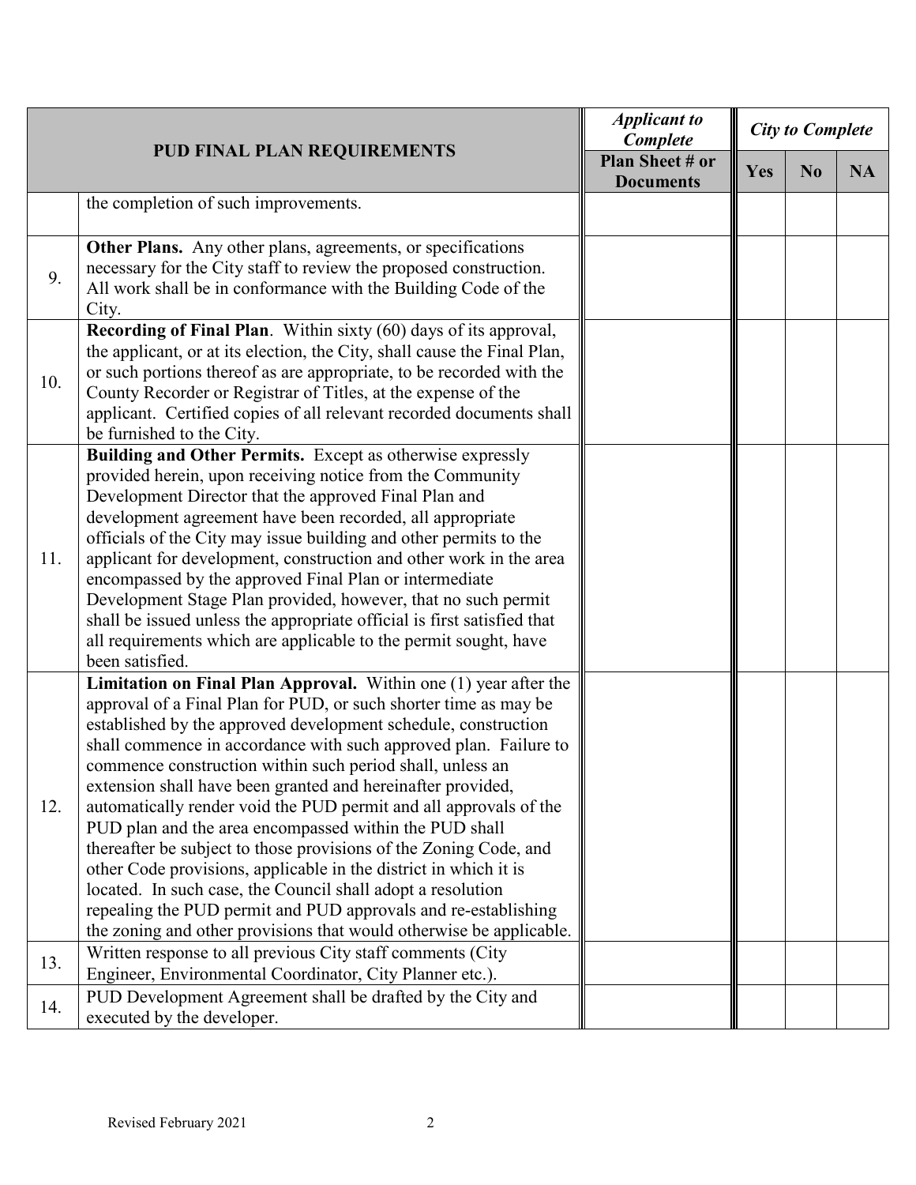| PUD FINAL PLAN REQUIREMENTS | | *Applicant to Complete* | *City to Complete* | | |
|---|---|---|---|---|---|
| | | **Plan Sheet # or Documents** | **Yes** | **No** | **NA** |
| | the completion of such improvements. | | | | |
| 9. | **Other Plans.** Any other plans, agreements, or specifications necessary for the City staff to review the proposed construction. All work shall be in conformance with the Building Code of the City. | | | | |
| 10. | **Recording of Final Plan**. Within sixty (60) days of its approval, the applicant, or at its election, the City, shall cause the Final Plan, or such portions thereof as are appropriate, to be recorded with the County Recorder or Registrar of Titles, at the expense of the applicant. Certified copies of all relevant recorded documents shall be furnished to the City. | | | | |
| 11. | **Building and Other Permits.** Except as otherwise expressly provided herein, upon receiving notice from the Community Development Director that the approved Final Plan and development agreement have been recorded, all appropriate officials of the City may issue building and other permits to the applicant for development, construction and other work in the area encompassed by the approved Final Plan or intermediate Development Stage Plan provided, however, that no such permit shall be issued unless the appropriate official is first satisfied that all requirements which are applicable to the permit sought, have been satisfied. | | | | |
| 12. | **Limitation on Final Plan Approval.** Within one (1) year after the approval of a Final Plan for PUD, or such shorter time as may be established by the approved development schedule, construction shall commence in accordance with such approved plan. Failure to commence construction within such period shall, unless an extension shall have been granted and hereinafter provided, automatically render void the PUD permit and all approvals of the PUD plan and the area encompassed within the PUD shall thereafter be subject to those provisions of the Zoning Code, and other Code provisions, applicable in the district in which it is located. In such case, the Council shall adopt a resolution repealing the PUD permit and PUD approvals and re-establishing the zoning and other provisions that would otherwise be applicable. | | | | |
| 13. | Written response to all previous City staff comments (City Engineer, Environmental Coordinator, City Planner etc.). | | | | |
| 14. | PUD Development Agreement shall be drafted by the City and executed by the developer. | | | | |

Revised February 2021